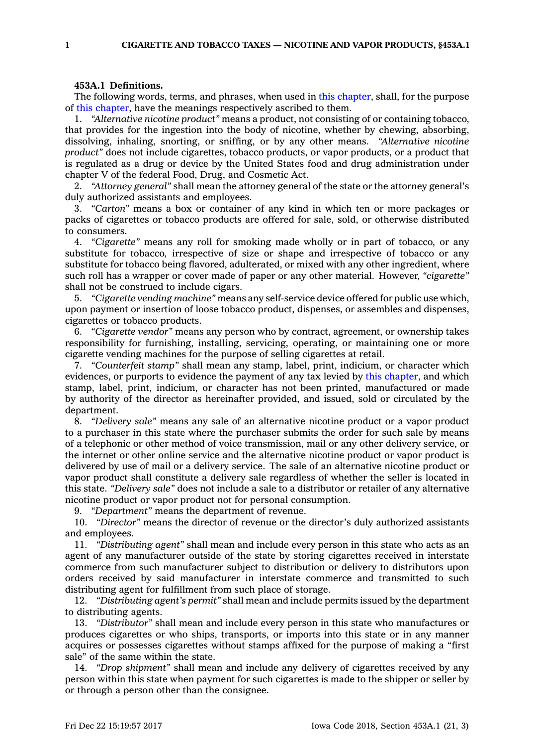**453A.1 Definitions.**

The following words, terms, and phrases, when used in this chapter, shall, for the purpose of this chapter, have the meanings respectively ascribed to them.

1. *"Alternative nicotine product"* means a product, not consisting of or containing tobacco, that provides for the ingestion into the body of nicotine, whether by chewing, absorbing, dissolving, inhaling, snorting, or sniffing, or by any other means. *"Alternative nicotine product"* does not include cigarettes, tobacco products, or vapor products, or a product that is regulated as a drug or device by the United States food and drug administration under chapter V of the federal Food, Drug, and Cosmetic Act.

2. *"Attorney general"* shall mean the attorney general of the state or the attorney general's duly authorized assistants and employees.

3. *"Carton"* means a box or container of any kind in which ten or more packages or packs of cigarettes or tobacco products are offered for sale, sold, or otherwise distributed to consumers.

4. *"Cigarette"* means any roll for smoking made wholly or in part of tobacco, or any substitute for tobacco, irrespective of size or shape and irrespective of tobacco or any substitute for tobacco being flavored, adulterated, or mixed with any other ingredient, where such roll has a wrapper or cover made of paper or any other material. However, *"cigarette"* shall not be construed to include cigars.

5. *"Cigarette vending machine"* means any self-service device offered for public use which, upon payment or insertion of loose tobacco product, dispenses, or assembles and dispenses, cigarettes or tobacco products.

6. *"Cigarette vendor"* means any person who by contract, agreement, or ownership takes responsibility for furnishing, installing, servicing, operating, or maintaining one or more cigarette vending machines for the purpose of selling cigarettes at retail.

7. *"Counterfeit stamp"* shall mean any stamp, label, print, indicium, or character which evidences, or purports to evidence the payment of any tax levied by this chapter, and which stamp, label, print, indicium, or character has not been printed, manufactured or made by authority of the director as hereinafter provided, and issued, sold or circulated by the department.

8. *"Delivery sale"* means any sale of an alternative nicotine product or a vapor product to a purchaser in this state where the purchaser submits the order for such sale by means of a telephonic or other method of voice transmission, mail or any other delivery service, or the internet or other online service and the alternative nicotine product or vapor product is delivered by use of mail or a delivery service. The sale of an alternative nicotine product or vapor product shall constitute a delivery sale regardless of whether the seller is located in this state. *"Delivery sale"* does not include a sale to a distributor or retailer of any alternative nicotine product or vapor product not for personal consumption.

9. *"Department"* means the department of revenue.

10. *"Director"* means the director of revenue or the director's duly authorized assistants and employees.

11. *"Distributing agent"* shall mean and include every person in this state who acts as an agent of any manufacturer outside of the state by storing cigarettes received in interstate commerce from such manufacturer subject to distribution or delivery to distributors upon orders received by said manufacturer in interstate commerce and transmitted to such distributing agent for fulfillment from such place of storage.

12. *"Distributing agent's permit"* shall mean and include permits issued by the department to distributing agents.

13. *"Distributor"* shall mean and include every person in this state who manufactures or produces cigarettes or who ships, transports, or imports into this state or in any manner acquires or possesses cigarettes without stamps affixed for the purpose of making a "first sale" of the same within the state.

14. *"Drop shipment"* shall mean and include any delivery of cigarettes received by any person within this state when payment for such cigarettes is made to the shipper or seller by or through a person other than the consignee.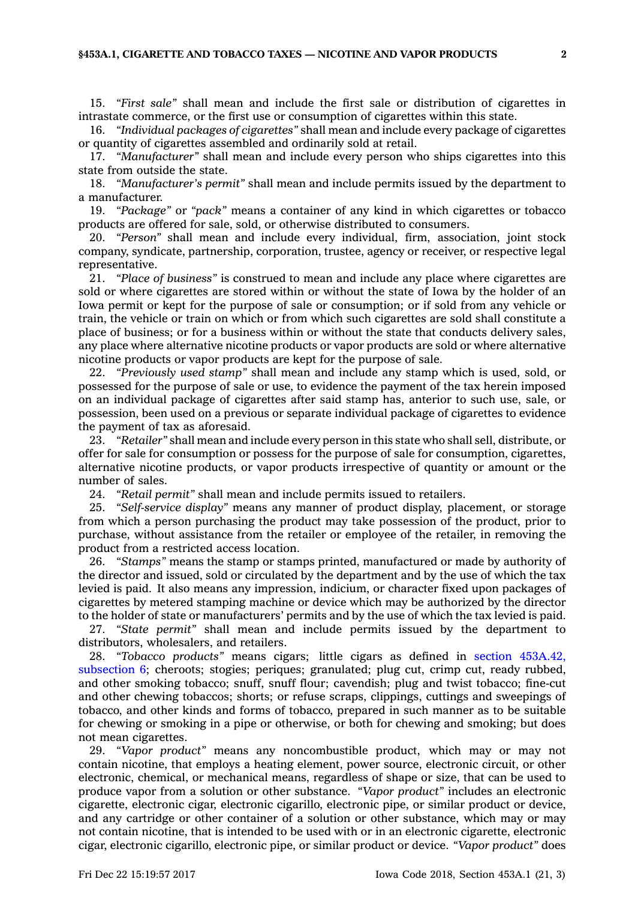15. *"First sale"* shall mean and include the first sale or distribution of cigarettes in intrastate commerce, or the first use or consumption of cigarettes within this state.

16. *"Individual packages of cigarettes"* shall mean and include every package of cigarettes or quantity of cigarettes assembled and ordinarily sold at retail.

17. *"Manufacturer"* shall mean and include every person who ships cigarettes into this state from outside the state.

18. *"Manufacturer's permit"* shall mean and include permits issued by the department to a manufacturer.

19. *"Package"* or *"pack"* means a container of any kind in which cigarettes or tobacco products are offered for sale, sold, or otherwise distributed to consumers.

20. *"Person"* shall mean and include every individual, firm, association, joint stock company, syndicate, partnership, corporation, trustee, agency or receiver, or respective legal representative.

21. *"Place of business"* is construed to mean and include any place where cigarettes are sold or where cigarettes are stored within or without the state of Iowa by the holder of an Iowa permit or kept for the purpose of sale or consumption; or if sold from any vehicle or train, the vehicle or train on which or from which such cigarettes are sold shall constitute a place of business; or for a business within or without the state that conducts delivery sales, any place where alternative nicotine products or vapor products are sold or where alternative nicotine products or vapor products are kept for the purpose of sale.

22. *"Previously used stamp"* shall mean and include any stamp which is used, sold, or possessed for the purpose of sale or use, to evidence the payment of the tax herein imposed on an individual package of cigarettes after said stamp has, anterior to such use, sale, or possession, been used on a previous or separate individual package of cigarettes to evidence the payment of tax as aforesaid.

23. *"Retailer"* shall mean and include every person in this state who shall sell, distribute, or offer for sale for consumption or possess for the purpose of sale for consumption, cigarettes, alternative nicotine products, or vapor products irrespective of quantity or amount or the number of sales.

24. *"Retail permit"* shall mean and include permits issued to retailers.

25. *"Self-service display"* means any manner of product display, placement, or storage from which a person purchasing the product may take possession of the product, prior to purchase, without assistance from the retailer or employee of the retailer, in removing the product from a restricted access location.

26. *"Stamps"* means the stamp or stamps printed, manufactured or made by authority of the director and issued, sold or circulated by the department and by the use of which the tax levied is paid. It also means any impression, indicium, or character fixed upon packages of cigarettes by metered stamping machine or device which may be authorized by the director to the holder of state or manufacturers' permits and by the use of which the tax levied is paid.

27. *"State permit"* shall mean and include permits issued by the department to distributors, wholesalers, and retailers.

28. *"Tobacco products"* means cigars; little cigars as defined in section 453A.42, subsection 6; cheroots; stogies; periques; granulated; plug cut, crimp cut, ready rubbed, and other smoking tobacco; snuff, snuff flour; cavendish; plug and twist tobacco; fine-cut and other chewing tobaccos; shorts; or refuse scraps, clippings, cuttings and sweepings of tobacco, and other kinds and forms of tobacco, prepared in such manner as to be suitable for chewing or smoking in a pipe or otherwise, or both for chewing and smoking; but does not mean cigarettes.

29. *"Vapor product"* means any noncombustible product, which may or may not contain nicotine, that employs a heating element, power source, electronic circuit, or other electronic, chemical, or mechanical means, regardless of shape or size, that can be used to produce vapor from a solution or other substance. *"Vapor product"* includes an electronic cigarette, electronic cigar, electronic cigarillo, electronic pipe, or similar product or device, and any cartridge or other container of a solution or other substance, which may or may not contain nicotine, that is intended to be used with or in an electronic cigarette, electronic cigar, electronic cigarillo, electronic pipe, or similar product or device. *"Vapor product"* does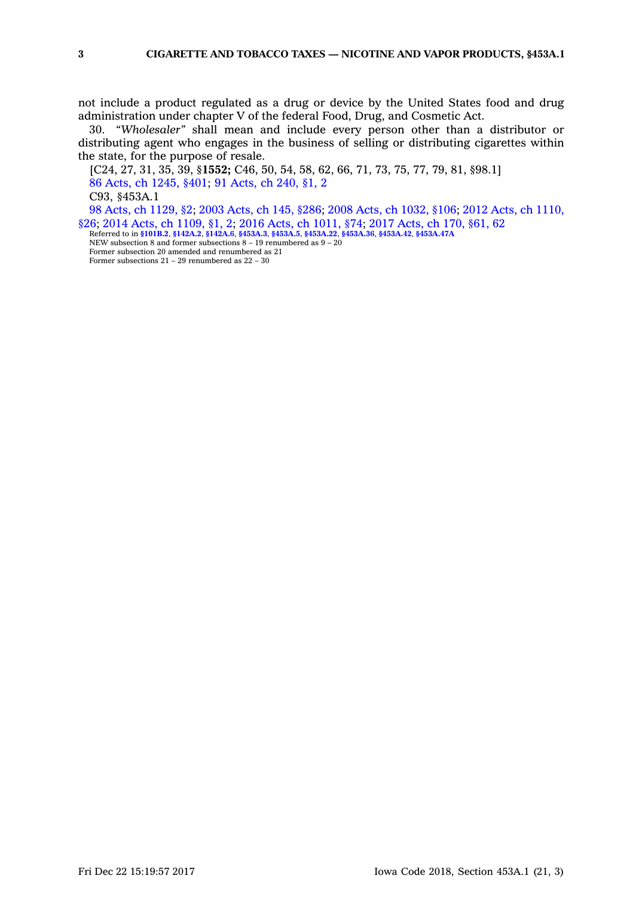not include a product regulated as a drug or device by the United States food and drug administration under chapter V of the federal Food, Drug, and Cosmetic Act.

30. *"Wholesaler"* shall mean and include every person other than a distributor or distributing agent who engages in the business of selling or distributing cigarettes within the state, for the purpose of resale.

[C24, 27, 31, 35, 39, §**1552;** C46, 50, 54, 58, 62, 66, 71, 73, 75, 77, 79, 81, §98.1]

86 Acts, ch 1245, §401; 91 Acts, ch 240, §1, 2

C93, §453A.1

98 Acts, ch 1129, §2; 2003 Acts, ch 145, §286; 2008 Acts, ch 1032, §106; 2012 Acts, ch 1110, §26; 2014 Acts, ch 1109, §1, 2; 2016 Acts, ch 1011, §74; 2017 Acts, ch 170, §61, 62

Referred to in **§101B.2**, **§142A.2**, **§142A.6**, **§453A.3**, **§453A.5**, **§453A.22**, **§453A.36**, **§453A.42**, **§453A.47A**

NEW subsection 8 and former subsections 8 – 19 renumbered as 9 – 20

Former subsection 20 amended and renumbered as 21

Former subsections 21 – 29 renumbered as 22 – 30